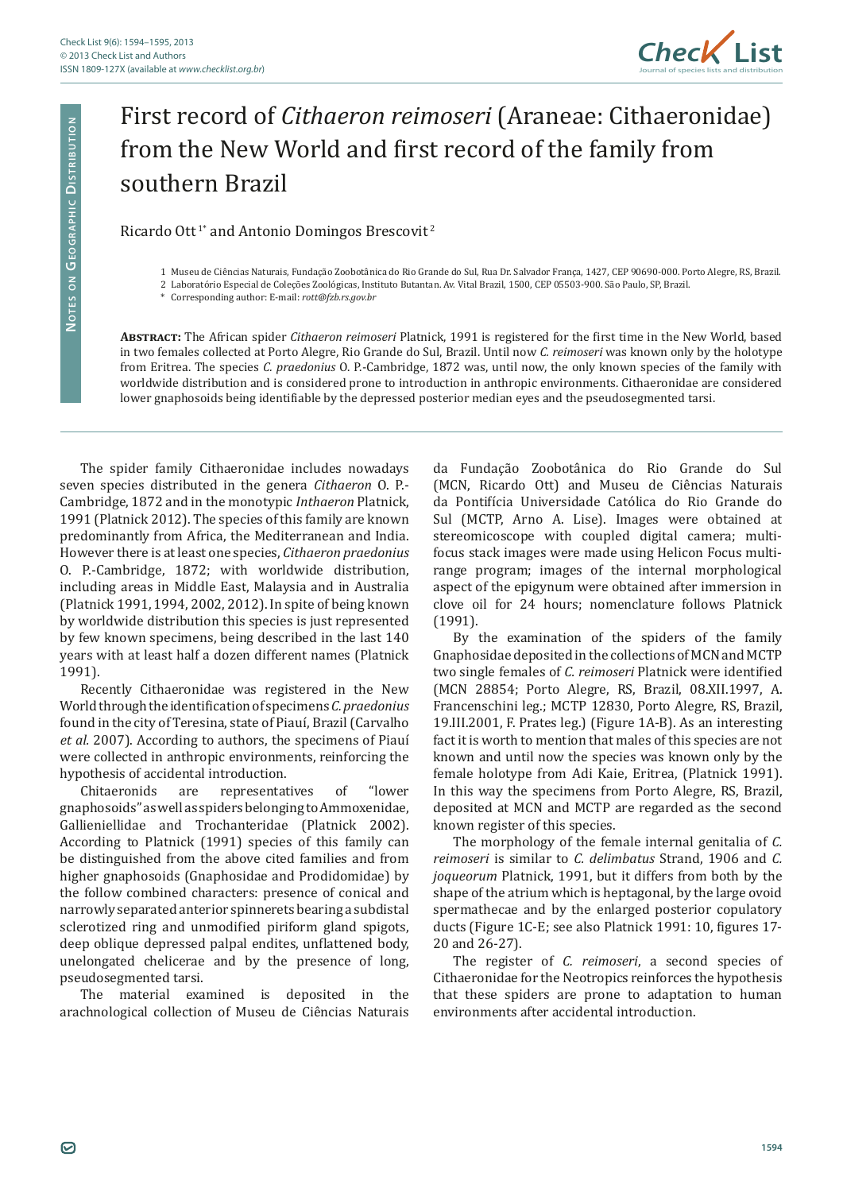# First record of *Cithaeron reimoseri* (Araneae: Cithaeronidae) from the New World and first record of the family from southern Brazil

Ricardo Ott[1*] and Antonio Domingos Brescovit[2]

1 Museu de Ciências Naturais, Fundação Zoobotânica do Rio Grande do Sul, Rua Dr. Salvador França, 1427, CEP 90690-000. Porto Alegre, RS, Brazil.
2 Laboratório Especial de Coleções Zoológicas, Instituto Butantan. Av. Vital Brazil, 1500, CEP 05503-900. São Paulo, SP, Brazil.
* Corresponding author: E-mail: *rott@fzb.rs.gov.br*

**Abstract:** The African spider *Cithaeron reimoseri* Platnick, 1991 is registered for the first time in the New World, based in two females collected at Porto Alegre, Rio Grande do Sul, Brazil. Until now *C. reimoseri* was known only by the holotype from Eritrea. The species *C. praedonius* O. P.-Cambridge, 1872 was, until now, the only known species of the family with worldwide distribution and is considered prone to introduction in anthropic environments. Cithaeronidae are considered lower gnaphosoids being identifiable by the depressed posterior median eyes and the pseudosegmented tarsi.

The spider family Cithaeronidae includes nowadays seven species distributed in the genera *Cithaeron* O. P.-Cambridge, 1872 and in the monotypic *Inthaeron* Platnick, 1991 (Platnick 2012). The species of this family are known predominantly from Africa, the Mediterranean and India. However there is at least one species, *Cithaeron praedonius* O. P.-Cambridge, 1872; with worldwide distribution, including areas in Middle East, Malaysia and in Australia (Platnick 1991, 1994, 2002, 2012). In spite of being known by worldwide distribution this species is just represented by few known specimens, being described in the last 140 years with at least half a dozen different names (Platnick 1991).

Recently Cithaeronidae was registered in the New World through the identification of specimens *C. praedonius* found in the city of Teresina, state of Piauí, Brazil (Carvalho *et al.* 2007). According to authors, the specimens of Piauí were collected in anthropic environments, reinforcing the hypothesis of accidental introduction.

Chitaeronids are representatives of "lower gnaphosoids" as well as spiders belonging to Ammoxenidae, Gallieniellidae and Trochanteridae (Platnick 2002). According to Platnick (1991) species of this family can be distinguished from the above cited families and from higher gnaphosoids (Gnaphosidae and Prodidomidae) by the follow combined characters: presence of conical and narrowly separated anterior spinnerets bearing a subdistal sclerotized ring and unmodified piriform gland spigots, deep oblique depressed palpal endites, unflattened body, unelongated chelicerae and by the presence of long, pseudosegmented tarsi.

The material examined is deposited in the arachnological collection of Museu de Ciências Naturais da Fundação Zoobotânica do Rio Grande do Sul (MCN, Ricardo Ott) and Museu de Ciências Naturais da Pontifícia Universidade Católica do Rio Grande do Sul (MCTP, Arno A. Lise). Images were obtained at stereomicoscope with coupled digital camera; multi-focus stack images were made using Helicon Focus multi-range program; images of the internal morphological aspect of the epigynum were obtained after immersion in clove oil for 24 hours; nomenclature follows Platnick (1991).

By the examination of the spiders of the family Gnaphosidae deposited in the collections of MCN and MCTP two single females of *C. reimoseri* Platnick were identified (MCN 28854; Porto Alegre, RS, Brazil, 08.XII.1997, A. Francenschini leg.; MCTP 12830, Porto Alegre, RS, Brazil, 19.III.2001, F. Prates leg.) (Figure 1A-B). As an interesting fact it is worth to mention that males of this species are not known and until now the species was known only by the female holotype from Adi Kaie, Eritrea, (Platnick 1991). In this way the specimens from Porto Alegre, RS, Brazil, deposited at MCN and MCTP are regarded as the second known register of this species.

The morphology of the female internal genitalia of *C. reimoseri* is similar to *C. delimbatus* Strand, 1906 and *C. joqueorum* Platnick, 1991, but it differs from both by the shape of the atrium which is heptagonal, by the large ovoid spermathecae and by the enlarged posterior copulatory ducts (Figure 1C-E; see also Platnick 1991: 10, figures 17-20 and 26-27).

The register of *C. reimoseri*, a second species of Cithaeronidae for the Neotropics reinforces the hypothesis that these spiders are prone to adaptation to human environments after accidental introduction.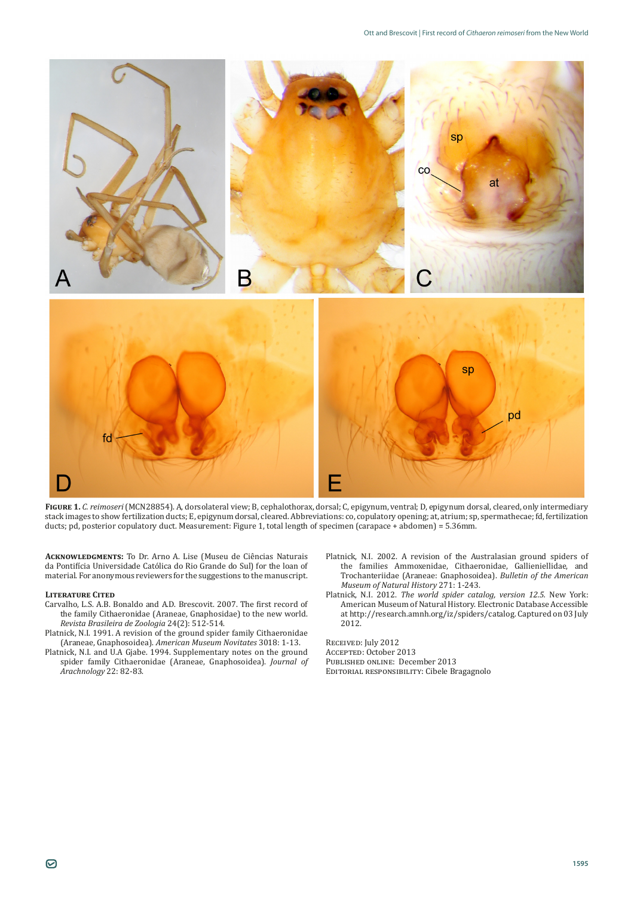**Figure 1.** *C. reimoseri* (MCN28854). A, dorsolateral view; B, cephalothorax, dorsal; C, epigynum, ventral; D, epigynum dorsal, cleared, only intermediary stack images to show fertilization ducts; E, epigynum dorsal, cleared. Abbreviations: co, copulatory opening; at, atrium; sp, spermathecae; fd, fertilization ducts; pd, posterior copulatory duct. Measurement: Figure 1, total length of specimen (carapace + abdomen) = 5.36mm.

**Acknowledgments:** To Dr. Arno A. Lise (Museu de Ciências Naturais da Pontifícia Universidade Católica do Rio Grande do Sul) for the loan of material. For anonymous reviewers for the suggestions to the manuscript.

## Literature Cited

Carvalho, L.S. A.B. Bonaldo and A.D. Brescovit. 2007. The first record of the family Cithaeronidae (Araneae, Gnaphosidae) to the new world. *Revista Brasileira de Zoologia* 24(2): 512-514.

Platnick, N.I. 1991. A revision of the ground spider family Cithaeronidae (Araneae, Gnaphosoidea). *American Museum Novitates* 3018: 1-13.

Platnick, N.I. and U.A Gjabe. 1994. Supplementary notes on the ground spider family Cithaeronidae (Araneae, Gnaphosoidea). *Journal of Arachnology* 22: 82-83.

Platnick, N.I. 2002. A revision of the Australasian ground spiders of the families Ammoxenidae, Cithaeronidae, Gallieniellidae, and Trochanteriidae (Araneae: Gnaphosoidea). *Bulletin of the American Museum of Natural History* 271: 1-243.

Platnick, N.I. 2012. *The world spider catalog, version 12.5.* New York: American Museum of Natural History. Electronic Database Accessible at http://research.amnh.org/iz/spiders/catalog. Captured on 03 July 2012.

Received: July 2012
Accepted: October 2013
Published online: December 2013
Editorial responsibility: Cibele Bragagnolo